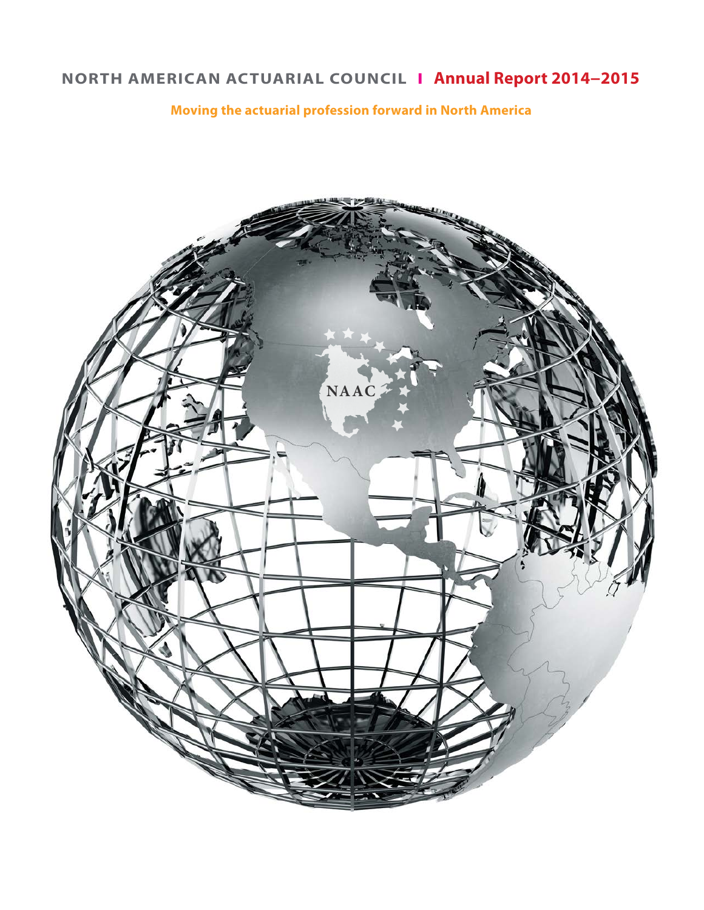# NORTH AMERICAN ACTUARIAL COUNCIL | Annual Report 2014–2015

**Moving the actuarial profession forward in North America**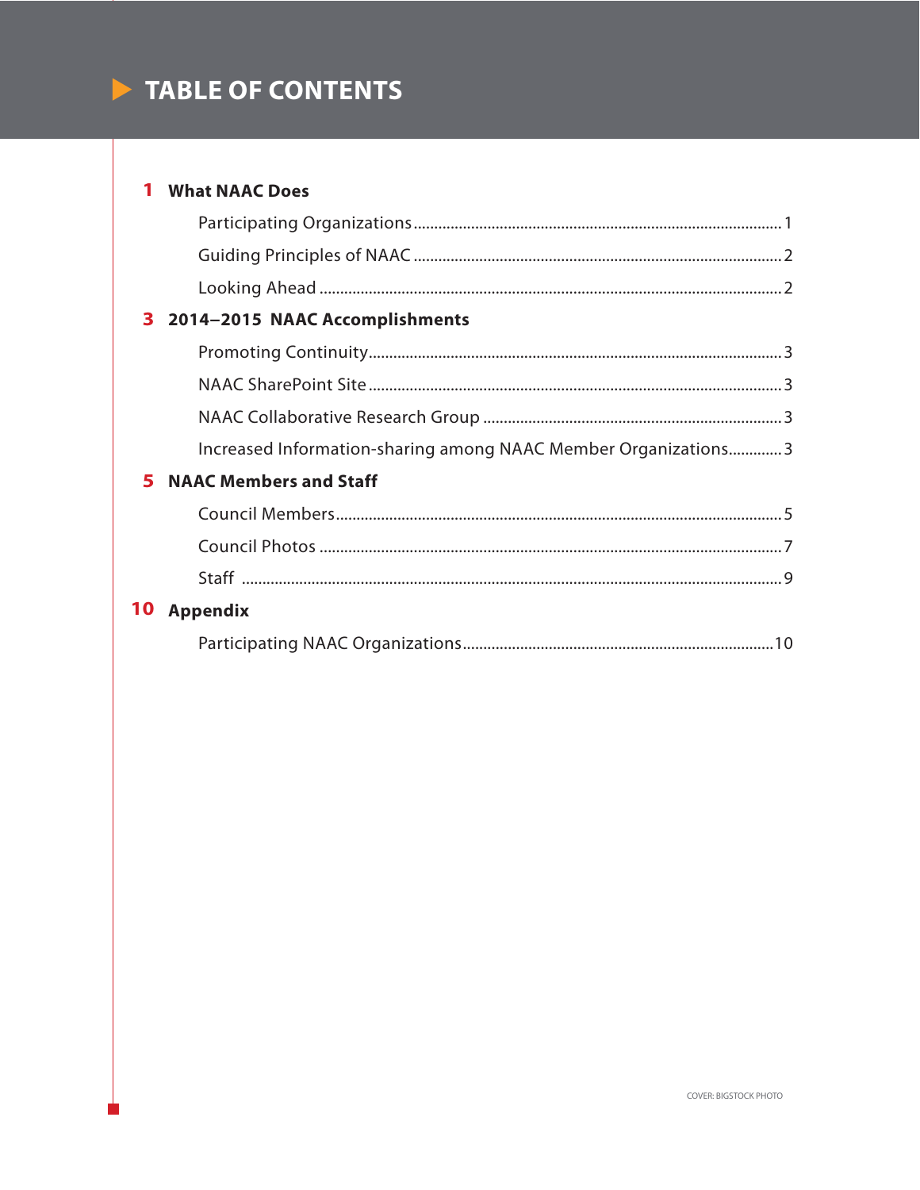# TABLE OF CONTENTS

**1 What NAAC Does**

- Participating Organizations ........ 1
- Guiding Principles of NAAC ........ 2
- Looking Ahead ........ 2

**3 2014–2015 NAAC Accomplishments**

- Promoting Continuity ........ 3
- NAAC SharePoint Site ........ 3
- NAAC Collaborative Research Group ........ 3
- Increased Information-sharing among NAAC Member Organizations ........ 3

**5 NAAC Members and Staff**

- Council Members ........ 5
- Council Photos ........ 7
- Staff ........ 9

**10 Appendix**

- Participating NAAC Organizations ........ 10

COVER: BIGSTOCK PHOTO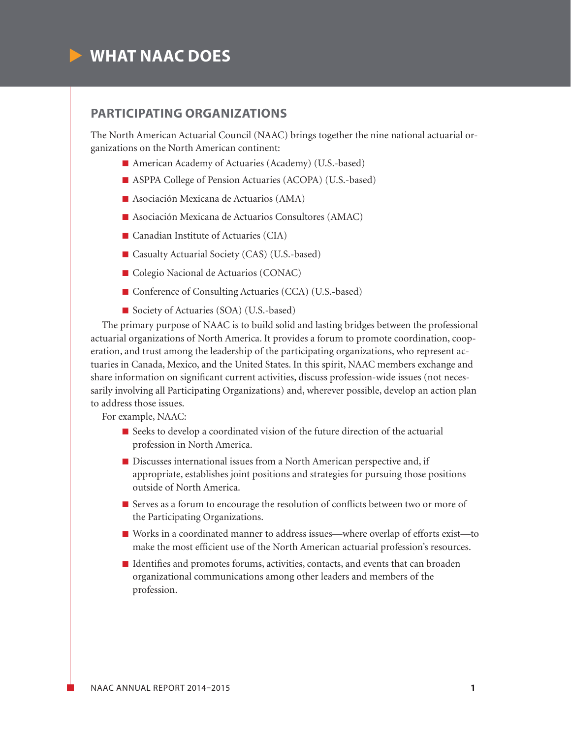# WHAT NAAC DOES

## PARTICIPATING ORGANIZATIONS

The North American Actuarial Council (NAAC) brings together the nine national actuarial organizations on the North American continent:

- American Academy of Actuaries (Academy) (U.S.-based)
- ASPPA College of Pension Actuaries (ACOPA) (U.S.-based)
- Asociación Mexicana de Actuarios (AMA)
- Asociación Mexicana de Actuarios Consultores (AMAC)
- Canadian Institute of Actuaries (CIA)
- Casualty Actuarial Society (CAS) (U.S.-based)
- Colegio Nacional de Actuarios (CONAC)
- Conference of Consulting Actuaries (CCA) (U.S.-based)
- Society of Actuaries (SOA) (U.S.-based)

The primary purpose of NAAC is to build solid and lasting bridges between the professional actuarial organizations of North America. It provides a forum to promote coordination, cooperation, and trust among the leadership of the participating organizations, who represent actuaries in Canada, Mexico, and the United States. In this spirit, NAAC members exchange and share information on significant current activities, discuss profession-wide issues (not necessarily involving all Participating Organizations) and, wherever possible, develop an action plan to address those issues.

For example, NAAC:

- Seeks to develop a coordinated vision of the future direction of the actuarial profession in North America.
- Discusses international issues from a North American perspective and, if appropriate, establishes joint positions and strategies for pursuing those positions outside of North America.
- Serves as a forum to encourage the resolution of conflicts between two or more of the Participating Organizations.
- Works in a coordinated manner to address issues—where overlap of efforts exist—to make the most efficient use of the North American actuarial profession's resources.
- Identifies and promotes forums, activities, contacts, and events that can broaden organizational communications among other leaders and members of the profession.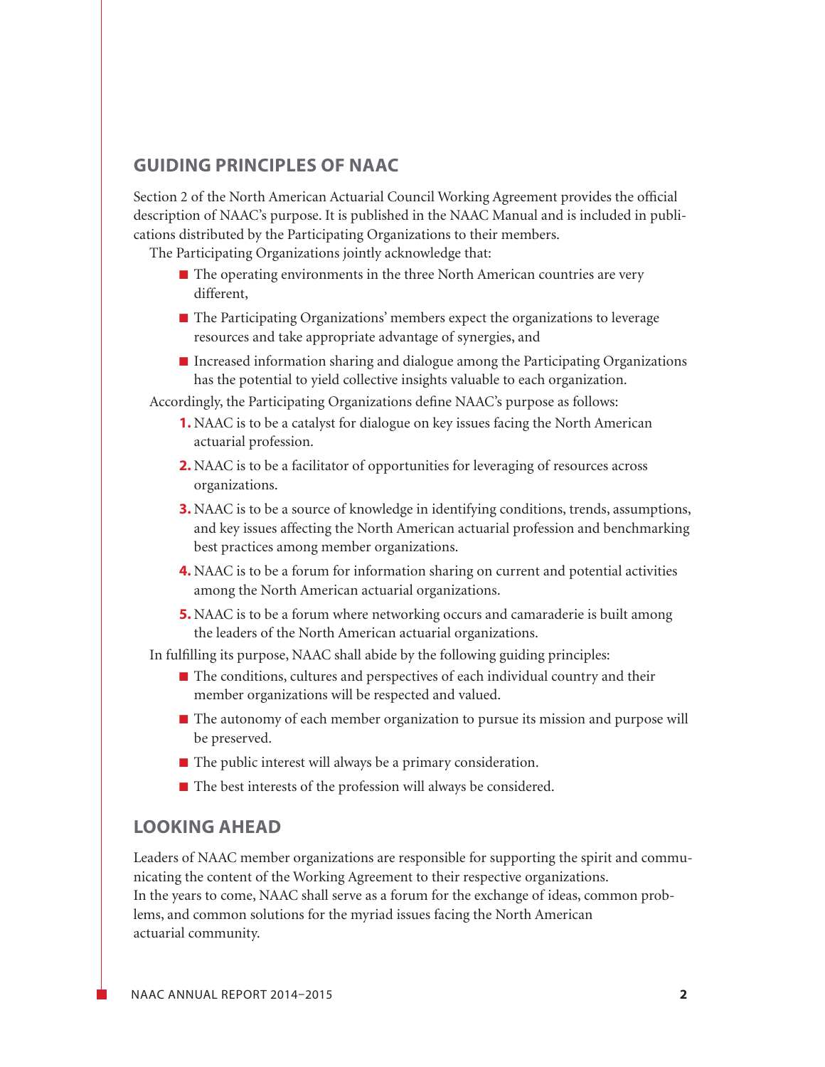## GUIDING PRINCIPLES OF NAAC

Section 2 of the North American Actuarial Council Working Agreement provides the official description of NAAC's purpose. It is published in the NAAC Manual and is included in publications distributed by the Participating Organizations to their members.

The Participating Organizations jointly acknowledge that:

- The operating environments in the three North American countries are very different,
- The Participating Organizations' members expect the organizations to leverage resources and take appropriate advantage of synergies, and
- Increased information sharing and dialogue among the Participating Organizations has the potential to yield collective insights valuable to each organization.

Accordingly, the Participating Organizations define NAAC's purpose as follows:

1. NAAC is to be a catalyst for dialogue on key issues facing the North American actuarial profession.
2. NAAC is to be a facilitator of opportunities for leveraging of resources across organizations.
3. NAAC is to be a source of knowledge in identifying conditions, trends, assumptions, and key issues affecting the North American actuarial profession and benchmarking best practices among member organizations.
4. NAAC is to be a forum for information sharing on current and potential activities among the North American actuarial organizations.
5. NAAC is to be a forum where networking occurs and camaraderie is built among the leaders of the North American actuarial organizations.

In fulfilling its purpose, NAAC shall abide by the following guiding principles:

- The conditions, cultures and perspectives of each individual country and their member organizations will be respected and valued.
- The autonomy of each member organization to pursue its mission and purpose will be preserved.
- The public interest will always be a primary consideration.
- The best interests of the profession will always be considered.

## LOOKING AHEAD

Leaders of NAAC member organizations are responsible for supporting the spirit and communicating the content of the Working Agreement to their respective organizations.

In the years to come, NAAC shall serve as a forum for the exchange of ideas, common problems, and common solutions for the myriad issues facing the North American actuarial community.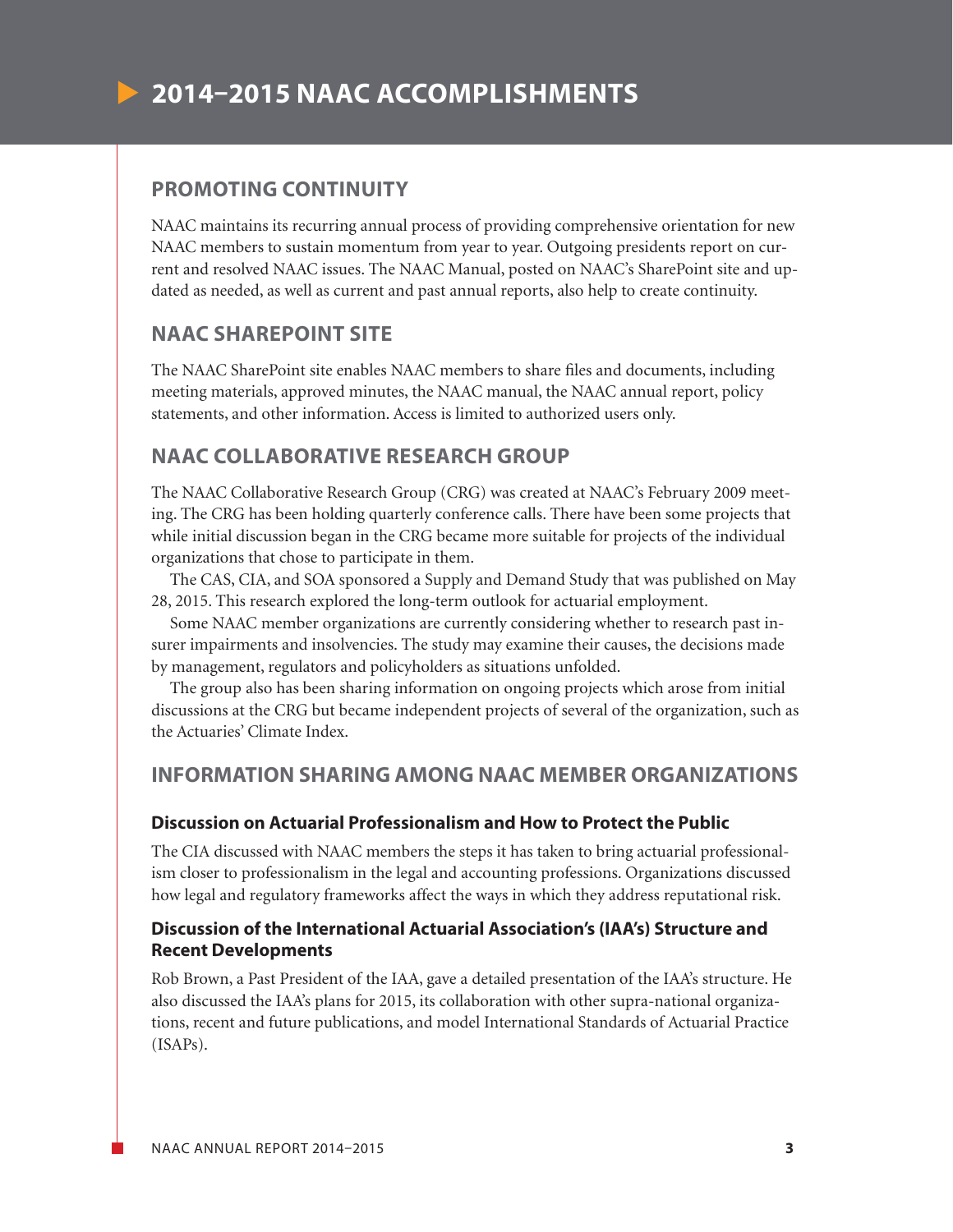# 2014–2015 NAAC ACCOMPLISHMENTS

## PROMOTING CONTINUITY

NAAC maintains its recurring annual process of providing comprehensive orientation for new NAAC members to sustain momentum from year to year. Outgoing presidents report on current and resolved NAAC issues. The NAAC Manual, posted on NAAC's SharePoint site and updated as needed, as well as current and past annual reports, also help to create continuity.

## NAAC SHAREPOINT SITE

The NAAC SharePoint site enables NAAC members to share files and documents, including meeting materials, approved minutes, the NAAC manual, the NAAC annual report, policy statements, and other information. Access is limited to authorized users only.

## NAAC COLLABORATIVE RESEARCH GROUP

The NAAC Collaborative Research Group (CRG) was created at NAAC's February 2009 meeting. The CRG has been holding quarterly conference calls. There have been some projects that while initial discussion began in the CRG became more suitable for projects of the individual organizations that chose to participate in them.

The CAS, CIA, and SOA sponsored a Supply and Demand Study that was published on May 28, 2015. This research explored the long-term outlook for actuarial employment.

Some NAAC member organizations are currently considering whether to research past insurer impairments and insolvencies. The study may examine their causes, the decisions made by management, regulators and policyholders as situations unfolded.

The group also has been sharing information on ongoing projects which arose from initial discussions at the CRG but became independent projects of several of the organization, such as the Actuaries' Climate Index.

## INFORMATION SHARING AMONG NAAC MEMBER ORGANIZATIONS

### Discussion on Actuarial Professionalism and How to Protect the Public

The CIA discussed with NAAC members the steps it has taken to bring actuarial professionalism closer to professionalism in the legal and accounting professions. Organizations discussed how legal and regulatory frameworks affect the ways in which they address reputational risk.

### Discussion of the International Actuarial Association's (IAA's) Structure and Recent Developments

Rob Brown, a Past President of the IAA, gave a detailed presentation of the IAA's structure. He also discussed the IAA's plans for 2015, its collaboration with other supra-national organizations, recent and future publications, and model International Standards of Actuarial Practice (ISAPs).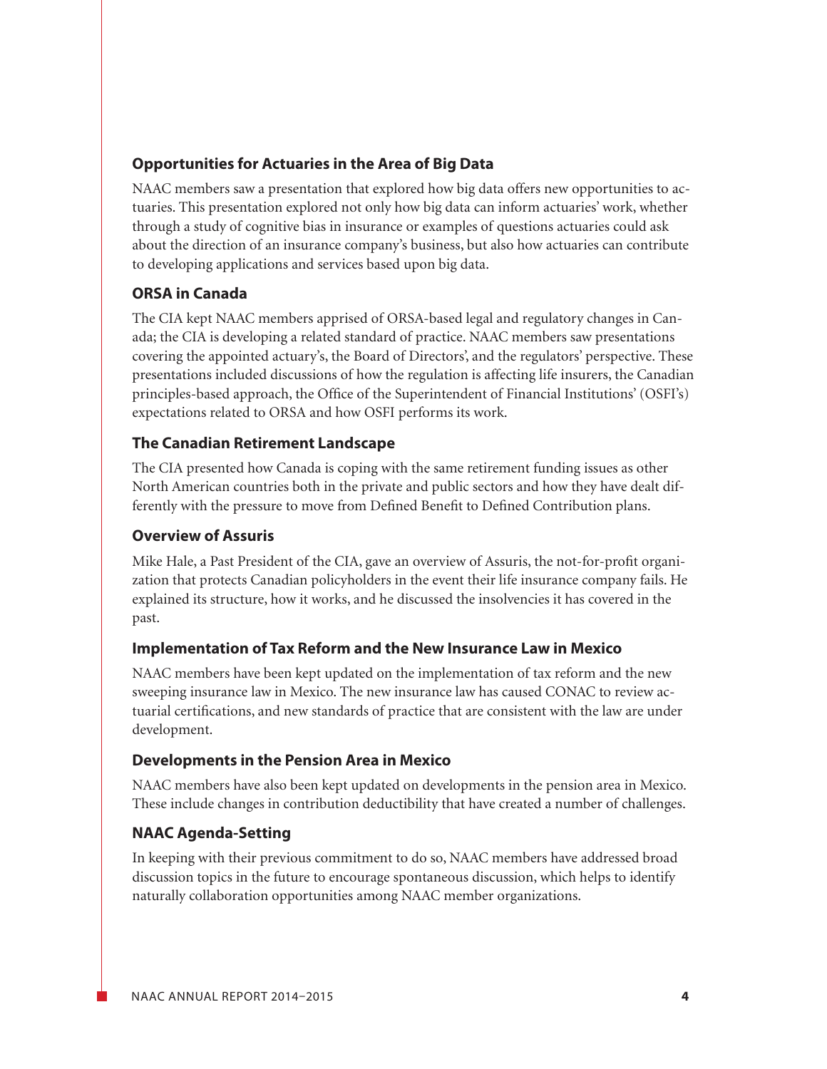### Opportunities for Actuaries in the Area of Big Data

NAAC members saw a presentation that explored how big data offers new opportunities to actuaries. This presentation explored not only how big data can inform actuaries' work, whether through a study of cognitive bias in insurance or examples of questions actuaries could ask about the direction of an insurance company's business, but also how actuaries can contribute to developing applications and services based upon big data.

### ORSA in Canada

The CIA kept NAAC members apprised of ORSA-based legal and regulatory changes in Canada; the CIA is developing a related standard of practice. NAAC members saw presentations covering the appointed actuary's, the Board of Directors', and the regulators' perspective. These presentations included discussions of how the regulation is affecting life insurers, the Canadian principles-based approach, the Office of the Superintendent of Financial Institutions' (OSFI's) expectations related to ORSA and how OSFI performs its work.

### The Canadian Retirement Landscape

The CIA presented how Canada is coping with the same retirement funding issues as other North American countries both in the private and public sectors and how they have dealt differently with the pressure to move from Defined Benefit to Defined Contribution plans.

### Overview of Assuris

Mike Hale, a Past President of the CIA, gave an overview of Assuris, the not-for-profit organization that protects Canadian policyholders in the event their life insurance company fails. He explained its structure, how it works, and he discussed the insolvencies it has covered in the past.

### Implementation of Tax Reform and the New Insurance Law in Mexico

NAAC members have been kept updated on the implementation of tax reform and the new sweeping insurance law in Mexico. The new insurance law has caused CONAC to review actuarial certifications, and new standards of practice that are consistent with the law are under development.

### Developments in the Pension Area in Mexico

NAAC members have also been kept updated on developments in the pension area in Mexico. These include changes in contribution deductibility that have created a number of challenges.

### NAAC Agenda-Setting

In keeping with their previous commitment to do so, NAAC members have addressed broad discussion topics in the future to encourage spontaneous discussion, which helps to identify naturally collaboration opportunities among NAAC member organizations.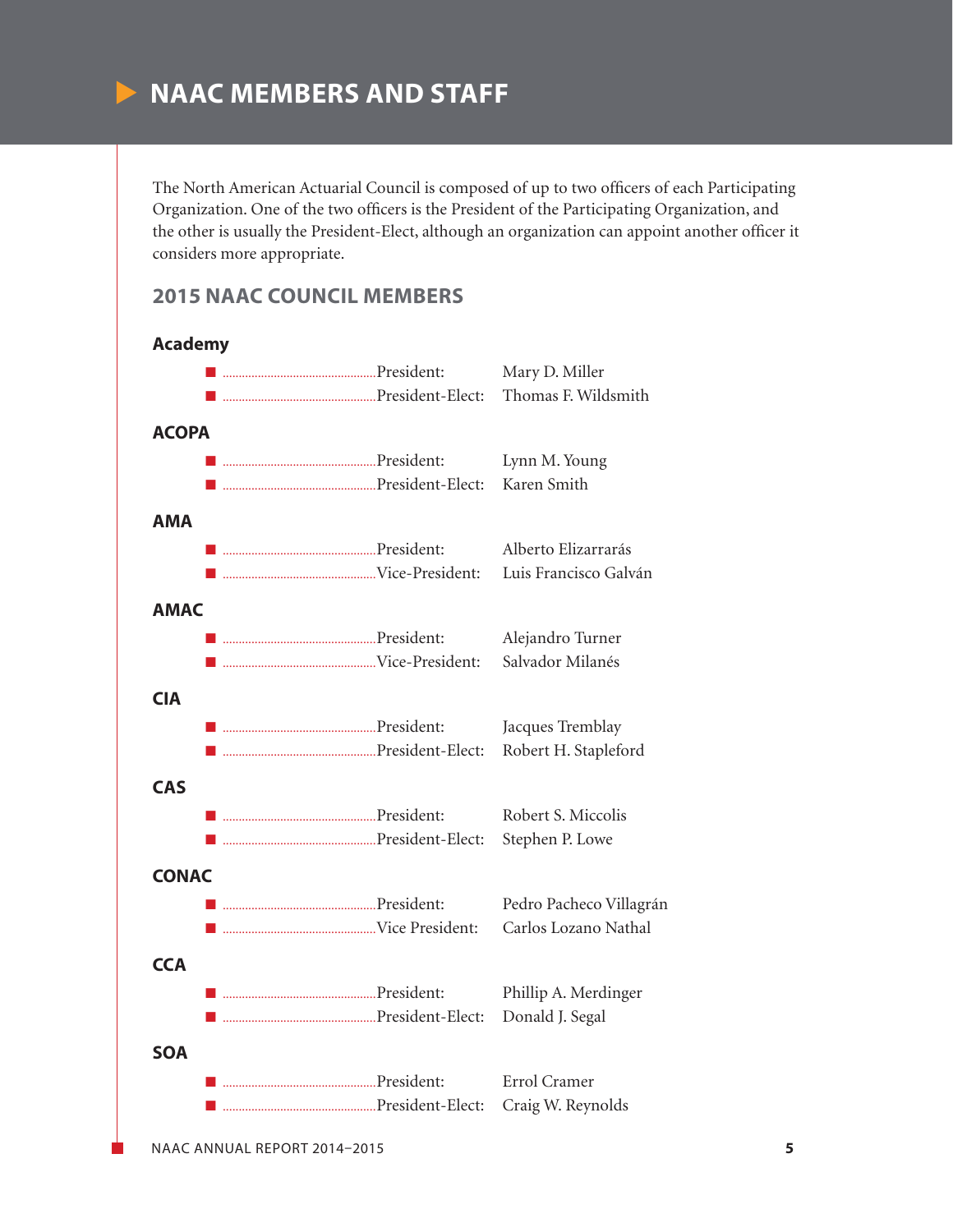# NAAC MEMBERS AND STAFF

The North American Actuarial Council is composed of up to two officers of each Participating Organization. One of the two officers is the President of the Participating Organization, and the other is usually the President-Elect, although an organization can appoint another officer it considers more appropriate.

## 2015 NAAC COUNCIL MEMBERS

### Academy

- President: Mary D. Miller
- President-Elect: Thomas F. Wildsmith

### ACOPA

- President: Lynn M. Young
- President-Elect: Karen Smith

### AMA

- President: Alberto Elizarrarás
- Vice-President: Luis Francisco Galván

### AMAC

- President: Alejandro Turner
- Vice-President: Salvador Milanés

### CIA

- President: Jacques Tremblay
- President-Elect: Robert H. Stapleford

### CAS

- President: Robert S. Miccolis
- President-Elect: Stephen P. Lowe

### CONAC

- President: Pedro Pacheco Villagrán
- Vice President: Carlos Lozano Nathal

### CCA

- President: Phillip A. Merdinger
- President-Elect: Donald J. Segal

### SOA

- President: Errol Cramer
- President-Elect: Craig W. Reynolds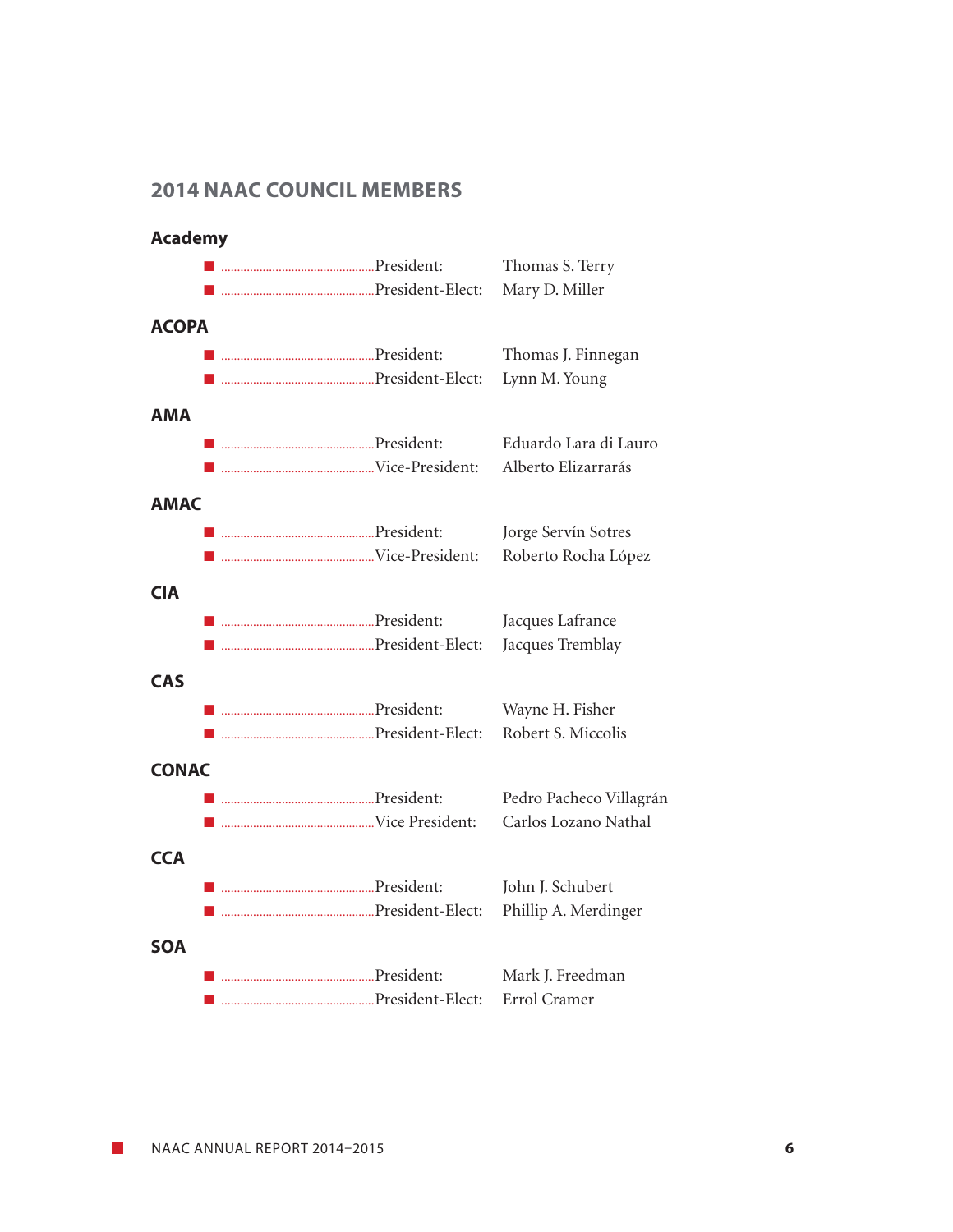## 2014 NAAC COUNCIL MEMBERS

### Academy

- President: Thomas S. Terry
- President-Elect: Mary D. Miller

### ACOPA

- President: Thomas J. Finnegan
- President-Elect: Lynn M. Young

### AMA

- President: Eduardo Lara di Lauro
- Vice-President: Alberto Elizarrarás

### AMAC

- President: Jorge Servín Sotres
- Vice-President: Roberto Rocha López

### CIA

- President: Jacques Lafrance
- President-Elect: Jacques Tremblay

### CAS

- President: Wayne H. Fisher
- President-Elect: Robert S. Miccolis

### CONAC

- President: Pedro Pacheco Villagrán
- Vice President: Carlos Lozano Nathal

### CCA

- President: John J. Schubert
- President-Elect: Phillip A. Merdinger

### SOA

- President: Mark J. Freedman
- President-Elect: Errol Cramer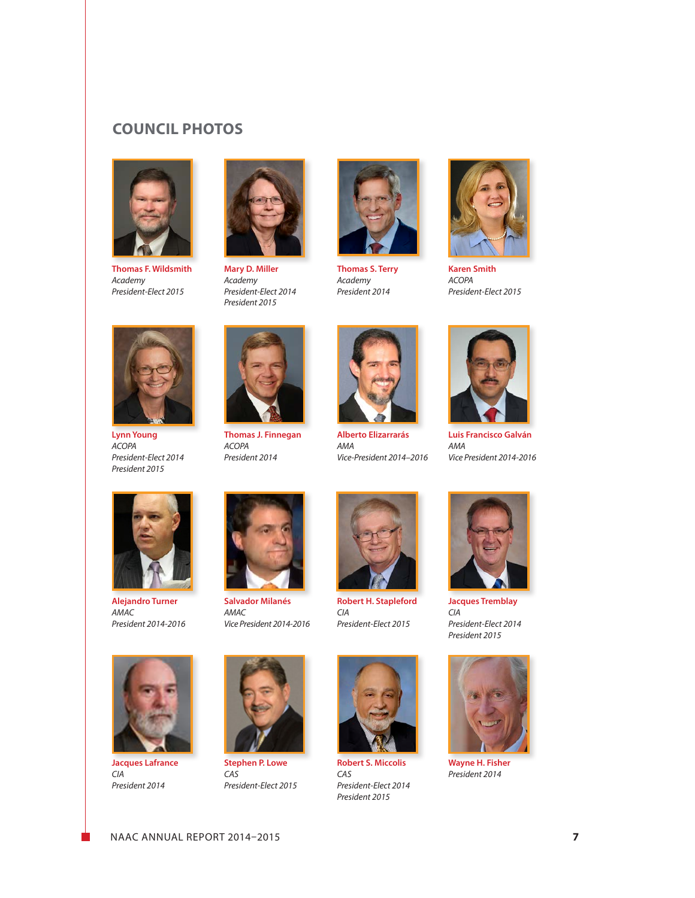## COUNCIL PHOTOS

**Thomas F. Wildsmith**
*Academy*
*President-Elect 2015*

**Mary D. Miller**
*Academy*
*President-Elect 2014*
*President 2015*

**Thomas S. Terry**
*Academy*
*President 2014*

**Karen Smith**
*ACOPA*
*President-Elect 2015*

**Lynn Young**
*ACOPA*
*President-Elect 2014*
*President 2015*

**Thomas J. Finnegan**
*ACOPA*
*President 2014*

**Alberto Elizarrarás**
*AMA*
*Vice-President 2014–2016*

**Luis Francisco Galván**
*AMA*
*Vice President 2014-2016*

**Alejandro Turner**
*AMAC*
*President 2014-2016*

**Salvador Milanés**
*AMAC*
*Vice President 2014-2016*

**Robert H. Stapleford**
*CIA*
*President-Elect 2015*

**Jacques Tremblay**
*CIA*
*President-Elect 2014*
*President 2015*

**Jacques Lafrance**
*CIA*
*President 2014*

**Stephen P. Lowe**
*CAS*
*President-Elect 2015*

**Robert S. Miccolis**
*CAS*
*President-Elect 2014*
*President 2015*

**Wayne H. Fisher**
*President 2014*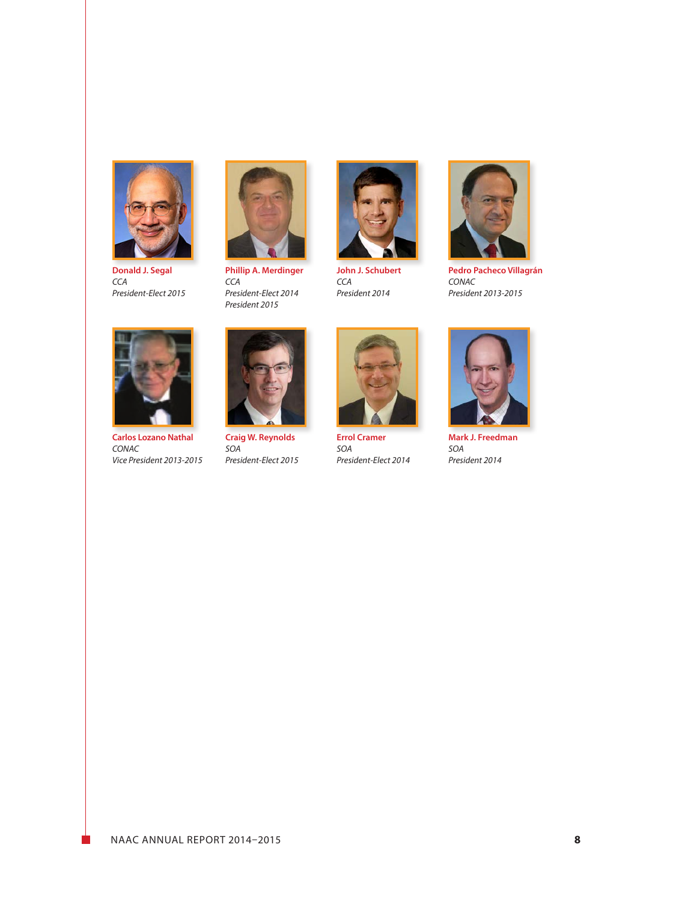**Donald J. Segal**
*CCA*
*President-Elect 2015*

**Phillip A. Merdinger**
*CCA*
*President-Elect 2014*
*President 2015*

**John J. Schubert**
*CCA*
*President 2014*

**Pedro Pacheco Villagrán**
*CONAC*
*President 2013-2015*

**Carlos Lozano Nathal**
*CONAC*
*Vice President 2013-2015*

**Craig W. Reynolds**
*SOA*
*President-Elect 2015*

**Errol Cramer**
*SOA*
*President-Elect 2014*

**Mark J. Freedman**
*SOA*
*President 2014*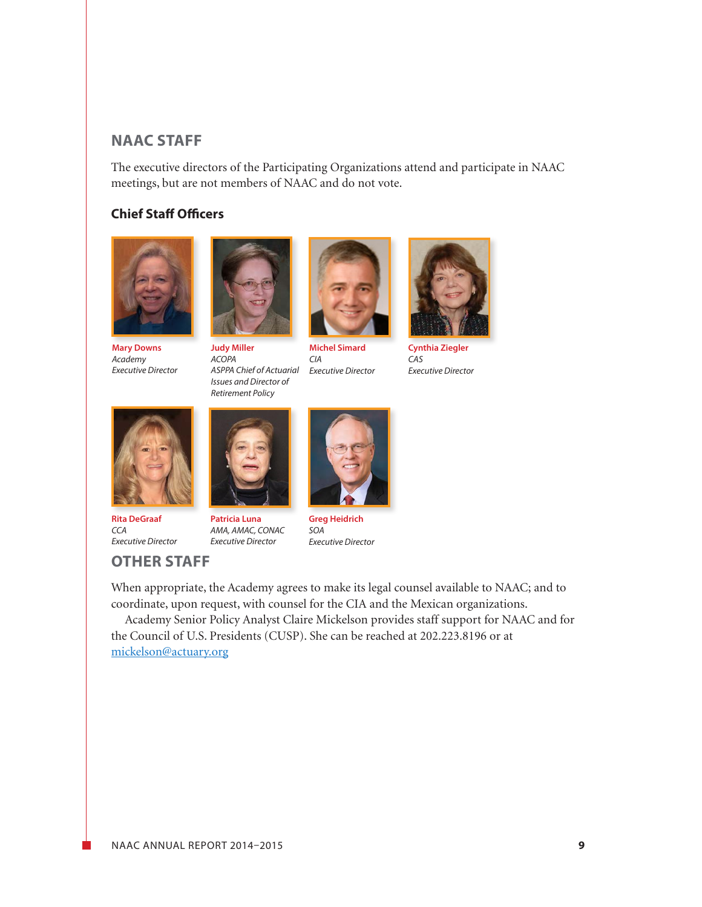## NAAC STAFF

The executive directors of the Participating Organizations attend and participate in NAAC meetings, but are not members of NAAC and do not vote.

### Chief Staff Officers

**Mary Downs**
*Academy*
*Executive Director*

**Judy Miller**
*ACOPA*
*ASPPA Chief of Actuarial Issues and Director of Retirement Policy*

**Michel Simard**
*CIA*
*Executive Director*

**Cynthia Ziegler**
*CAS*
*Executive Director*

**Rita DeGraaf**
*CCA*
*Executive Director*

**Patricia Luna**
*AMA, AMAC, CONAC*
*Executive Director*

**Greg Heidrich**
*SOA*
*Executive Director*

## OTHER STAFF

When appropriate, the Academy agrees to make its legal counsel available to NAAC; and to coordinate, upon request, with counsel for the CIA and the Mexican organizations.

Academy Senior Policy Analyst Claire Mickelson provides staff support for NAAC and for the Council of U.S. Presidents (CUSP). She can be reached at 202.223.8196 or at mickelson@actuary.org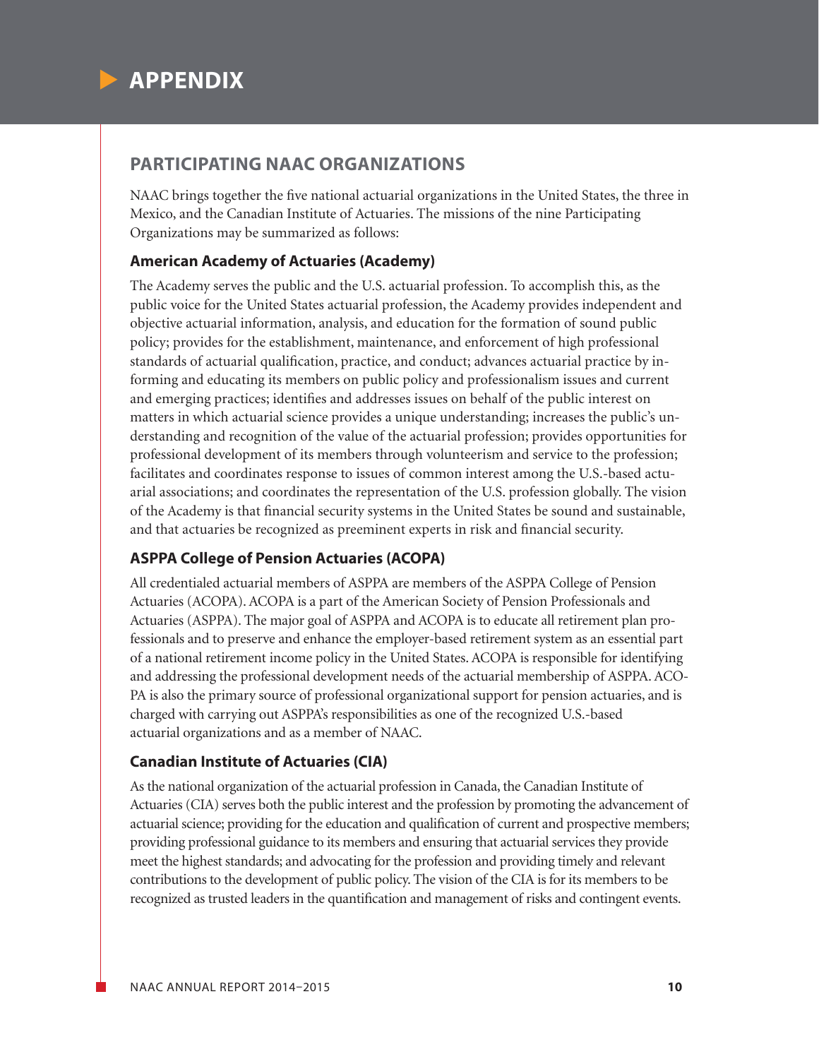# APPENDIX

## PARTICIPATING NAAC ORGANIZATIONS

NAAC brings together the five national actuarial organizations in the United States, the three in Mexico, and the Canadian Institute of Actuaries. The missions of the nine Participating Organizations may be summarized as follows:

### American Academy of Actuaries (Academy)

The Academy serves the public and the U.S. actuarial profession. To accomplish this, as the public voice for the United States actuarial profession, the Academy provides independent and objective actuarial information, analysis, and education for the formation of sound public policy; provides for the establishment, maintenance, and enforcement of high professional standards of actuarial qualification, practice, and conduct; advances actuarial practice by informing and educating its members on public policy and professionalism issues and current and emerging practices; identifies and addresses issues on behalf of the public interest on matters in which actuarial science provides a unique understanding; increases the public's understanding and recognition of the value of the actuarial profession; provides opportunities for professional development of its members through volunteerism and service to the profession; facilitates and coordinates response to issues of common interest among the U.S.-based actuarial associations; and coordinates the representation of the U.S. profession globally. The vision of the Academy is that financial security systems in the United States be sound and sustainable, and that actuaries be recognized as preeminent experts in risk and financial security.

### ASPPA College of Pension Actuaries (ACOPA)

All credentialed actuarial members of ASPPA are members of the ASPPA College of Pension Actuaries (ACOPA). ACOPA is a part of the American Society of Pension Professionals and Actuaries (ASPPA). The major goal of ASPPA and ACOPA is to educate all retirement plan professionals and to preserve and enhance the employer-based retirement system as an essential part of a national retirement income policy in the United States. ACOPA is responsible for identifying and addressing the professional development needs of the actuarial membership of ASPPA. ACOPA is also the primary source of professional organizational support for pension actuaries, and is charged with carrying out ASPPA's responsibilities as one of the recognized U.S.-based actuarial organizations and as a member of NAAC.

### Canadian Institute of Actuaries (CIA)

As the national organization of the actuarial profession in Canada, the Canadian Institute of Actuaries (CIA) serves both the public interest and the profession by promoting the advancement of actuarial science; providing for the education and qualification of current and prospective members; providing professional guidance to its members and ensuring that actuarial services they provide meet the highest standards; and advocating for the profession and providing timely and relevant contributions to the development of public policy. The vision of the CIA is for its members to be recognized as trusted leaders in the quantification and management of risks and contingent events.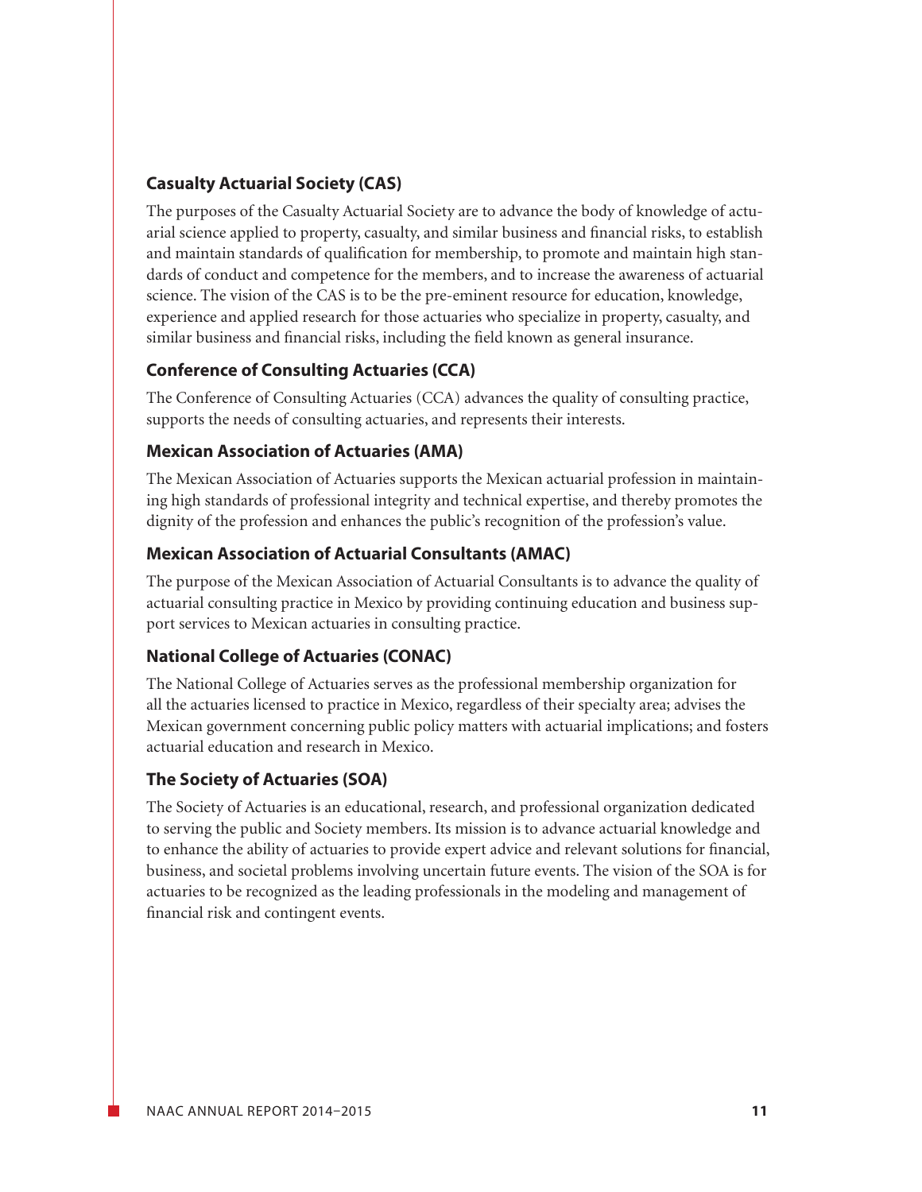### Casualty Actuarial Society (CAS)

The purposes of the Casualty Actuarial Society are to advance the body of knowledge of actuarial science applied to property, casualty, and similar business and financial risks, to establish and maintain standards of qualification for membership, to promote and maintain high standards of conduct and competence for the members, and to increase the awareness of actuarial science. The vision of the CAS is to be the pre-eminent resource for education, knowledge, experience and applied research for those actuaries who specialize in property, casualty, and similar business and financial risks, including the field known as general insurance.

### Conference of Consulting Actuaries (CCA)

The Conference of Consulting Actuaries (CCA) advances the quality of consulting practice, supports the needs of consulting actuaries, and represents their interests.

### Mexican Association of Actuaries (AMA)

The Mexican Association of Actuaries supports the Mexican actuarial profession in maintaining high standards of professional integrity and technical expertise, and thereby promotes the dignity of the profession and enhances the public's recognition of the profession's value.

### Mexican Association of Actuarial Consultants (AMAC)

The purpose of the Mexican Association of Actuarial Consultants is to advance the quality of actuarial consulting practice in Mexico by providing continuing education and business support services to Mexican actuaries in consulting practice.

### National College of Actuaries (CONAC)

The National College of Actuaries serves as the professional membership organization for all the actuaries licensed to practice in Mexico, regardless of their specialty area; advises the Mexican government concerning public policy matters with actuarial implications; and fosters actuarial education and research in Mexico.

### The Society of Actuaries (SOA)

The Society of Actuaries is an educational, research, and professional organization dedicated to serving the public and Society members. Its mission is to advance actuarial knowledge and to enhance the ability of actuaries to provide expert advice and relevant solutions for financial, business, and societal problems involving uncertain future events. The vision of the SOA is for actuaries to be recognized as the leading professionals in the modeling and management of financial risk and contingent events.